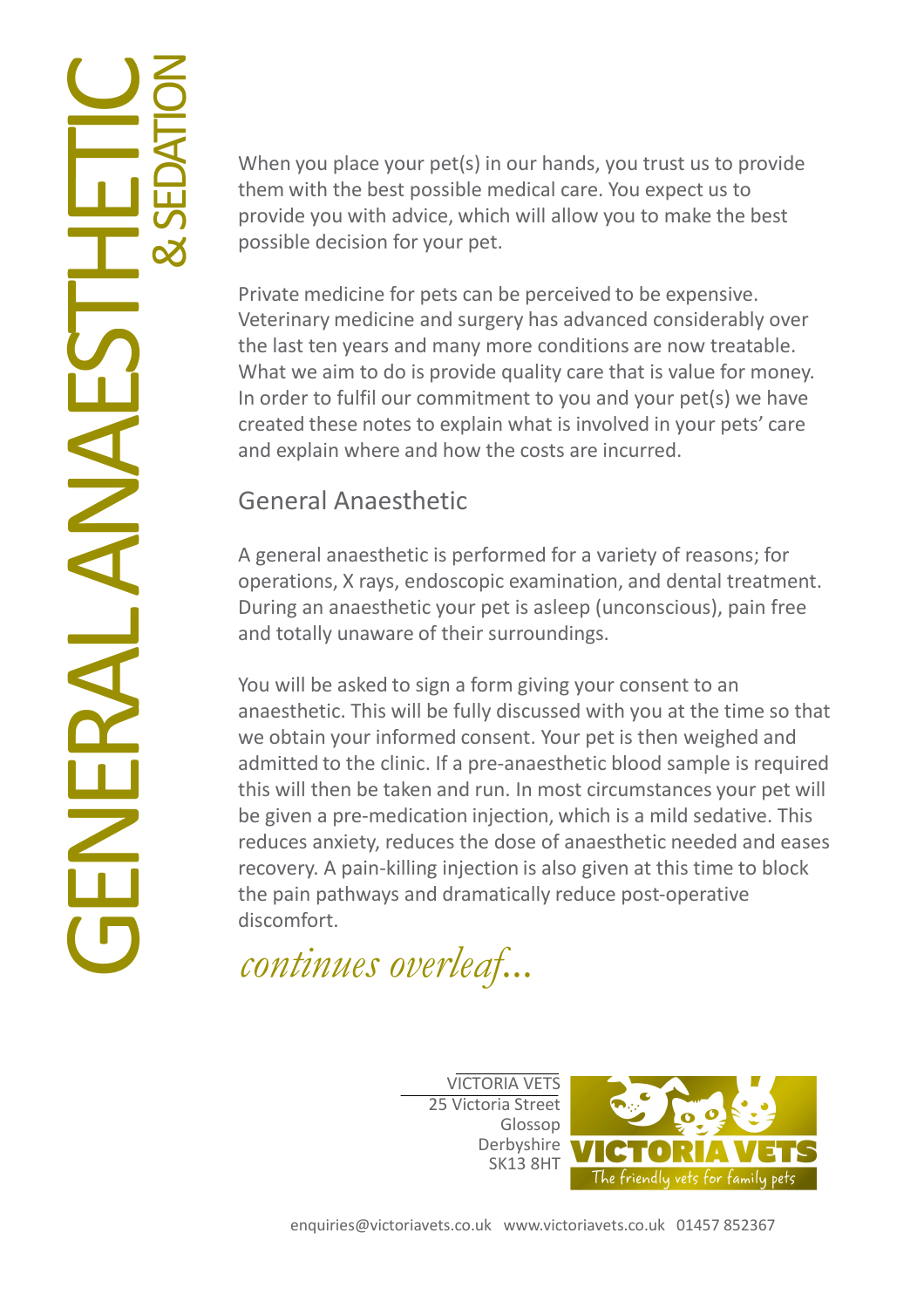# GENERAL ANAESTHETIC & SEDATION

When you place your pet(s) in our hands, you trust us to provide them with the best possible medical care. You expect us to provide you with advice, which will allow you to make the best possible decision for your pet.

Private medicine for pets can be perceived to be expensive. Veterinary medicine and surgery has advanced considerably over the last ten years and many more conditions are now treatable. What we aim to do is provide quality care that is value for money. In order to fulfil our commitment to you and your pet(s) we have created these notes to explain what is involved in your pets' care and explain where and how the costs are incurred.

## General Anaesthetic

A general anaesthetic is performed for a variety of reasons; for operations, X rays, endoscopic examination, and dental treatment. During an anaesthetic your pet is asleep (unconscious), pain free and totally unaware of their surroundings.

You will be asked to sign a form giving your consent to an anaesthetic. This will be fully discussed with you at the time so that we obtain your informed consent. Your pet is then weighed and admitted to the clinic. If a pre-anaesthetic blood sample is required this will then be taken and run. In most circumstances your pet will be given a pre-medication injection, which is a mild sedative. This reduces anxiety, reduces the dose of anaesthetic needed and eases recovery. A pain-killing injection is also given at this time to block the pain pathways and dramatically reduce post-operative discomfort.

*continues overleaf...*

VICTORIA VETS
25 Victoria Street
Glossop
Derbyshire
SK13 8HT

VICTORIA VETS
The friendly vets for family pets

enquiries@victoriavets.co.uk www.victoriavets.co.uk 01457 852367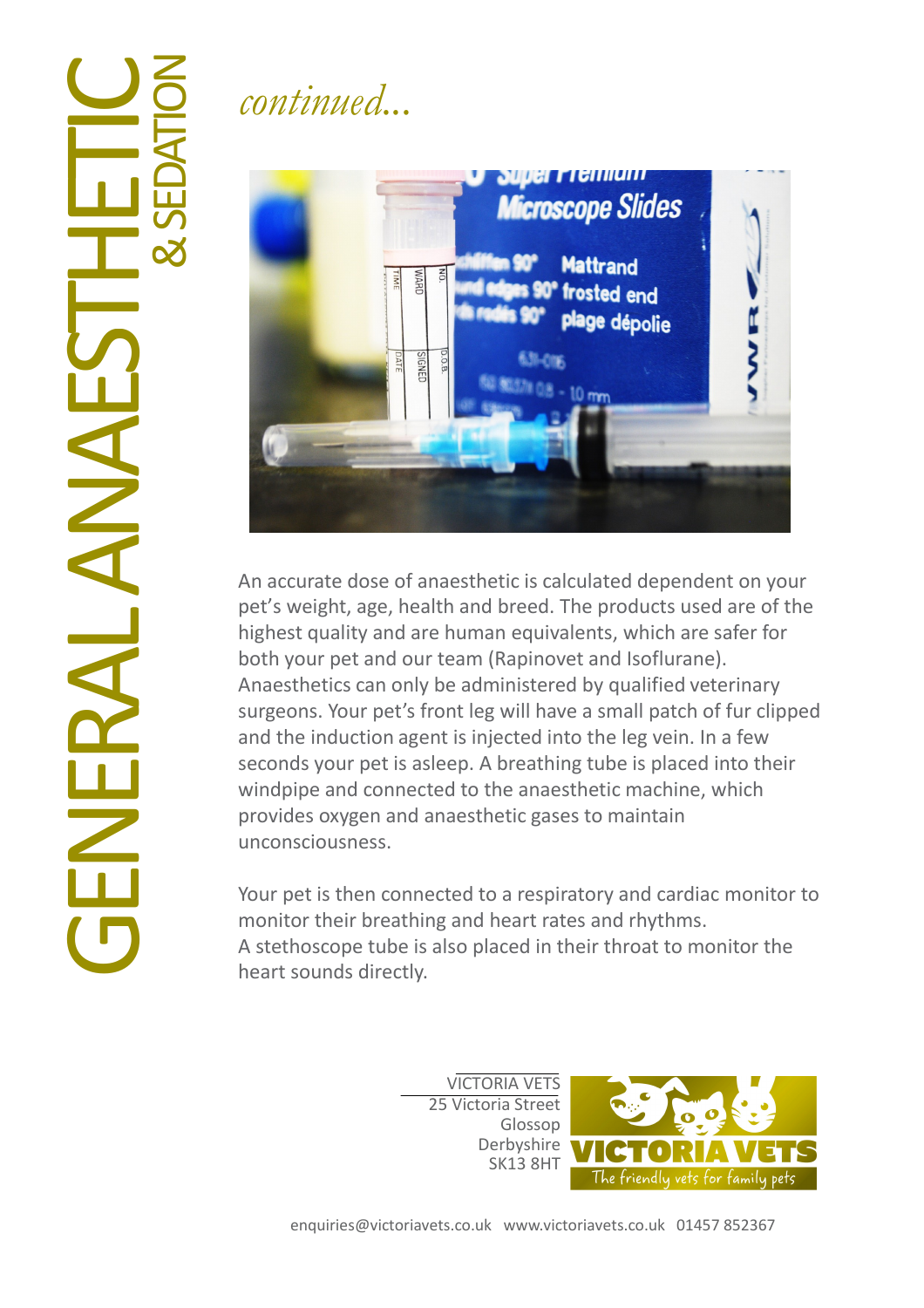# GENERAL ANAESTHETIC & SEDATION

*continued...*

An accurate dose of anaesthetic is calculated dependent on your pet's weight, age, health and breed. The products used are of the highest quality and are human equivalents, which are safer for both your pet and our team (Rapinovet and Isoflurane). Anaesthetics can only be administered by qualified veterinary surgeons. Your pet's front leg will have a small patch of fur clipped and the induction agent is injected into the leg vein. In a few seconds your pet is asleep. A breathing tube is placed into their windpipe and connected to the anaesthetic machine, which provides oxygen and anaesthetic gases to maintain unconsciousness.

Your pet is then connected to a respiratory and cardiac monitor to monitor their breathing and heart rates and rhythms.
A stethoscope tube is also placed in their throat to monitor the heart sounds directly.

VICTORIA VETS
25 Victoria Street
Glossop
Derbyshire
SK13 8HT

VICTORIA VETS
The friendly vets for family pets

enquiries@victoriavets.co.uk www.victoriavets.co.uk 01457 852367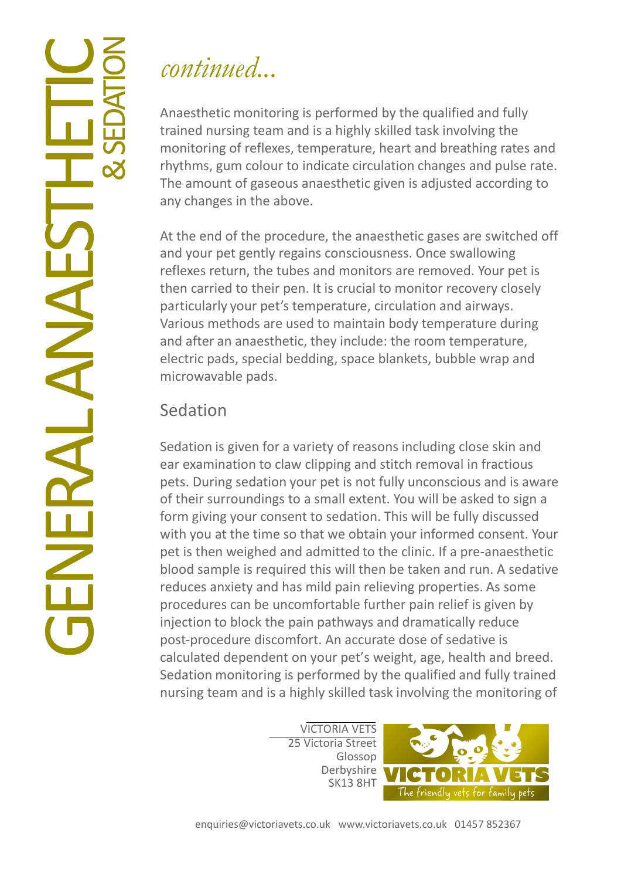*continued...*

Anaesthetic monitoring is performed by the qualified and fully trained nursing team and is a highly skilled task involving the monitoring of reflexes, temperature, heart and breathing rates and rhythms, gum colour to indicate circulation changes and pulse rate. The amount of gaseous anaesthetic given is adjusted according to any changes in the above.

At the end of the procedure, the anaesthetic gases are switched off and your pet gently regains consciousness. Once swallowing reflexes return, the tubes and monitors are removed. Your pet is then carried to their pen. It is crucial to monitor recovery closely particularly your pet's temperature, circulation and airways. Various methods are used to maintain body temperature during and after an anaesthetic, they include: the room temperature, electric pads, special bedding, space blankets, bubble wrap and microwavable pads.

## Sedation

Sedation is given for a variety of reasons including close skin and ear examination to claw clipping and stitch removal in fractious pets. During sedation your pet is not fully unconscious and is aware of their surroundings to a small extent. You will be asked to sign a form giving your consent to sedation. This will be fully discussed with you at the time so that we obtain your informed consent. Your pet is then weighed and admitted to the clinic. If a pre-anaesthetic blood sample is required this will then be taken and run. A sedative reduces anxiety and has mild pain relieving properties. As some procedures can be uncomfortable further pain relief is given by injection to block the pain pathways and dramatically reduce post-procedure discomfort. An accurate dose of sedative is calculated dependent on your pet's weight, age, health and breed. Sedation monitoring is performed by the qualified and fully trained nursing team and is a highly skilled task involving the monitoring of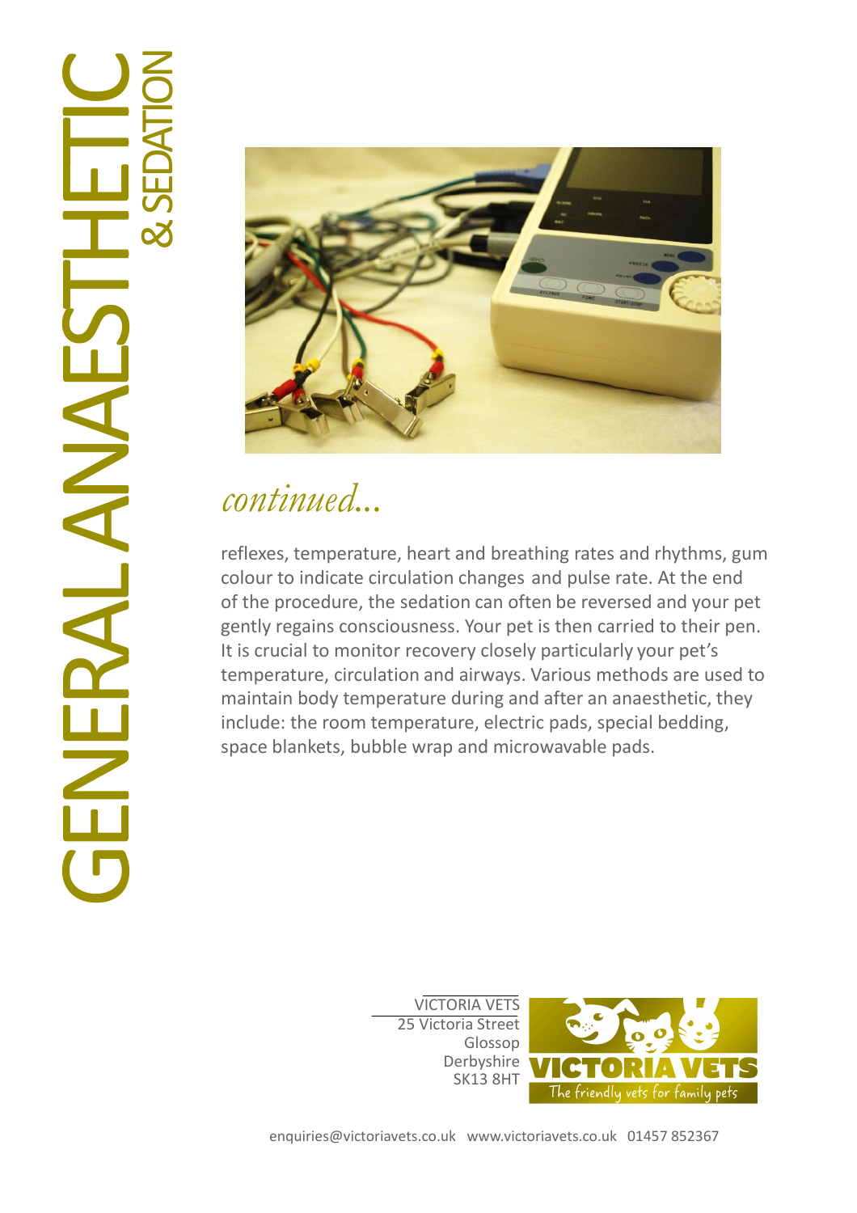# GENERAL ANAESTHETIC & SEDATION

*continued...*

reflexes, temperature, heart and breathing rates and rhythms, gum colour to indicate circulation changes and pulse rate. At the end of the procedure, the sedation can often be reversed and your pet gently regains consciousness. Your pet is then carried to their pen. It is crucial to monitor recovery closely particularly your pet's temperature, circulation and airways. Various methods are used to maintain body temperature during and after an anaesthetic, they include: the room temperature, electric pads, special bedding, space blankets, bubble wrap and microwavable pads.

VICTORIA VETS
25 Victoria Street
Glossop
Derbyshire
SK13 8HT

VICTORIA VETS
The friendly vets for family pets

enquiries@victoriavets.co.uk www.victoriavets.co.uk 01457 852367